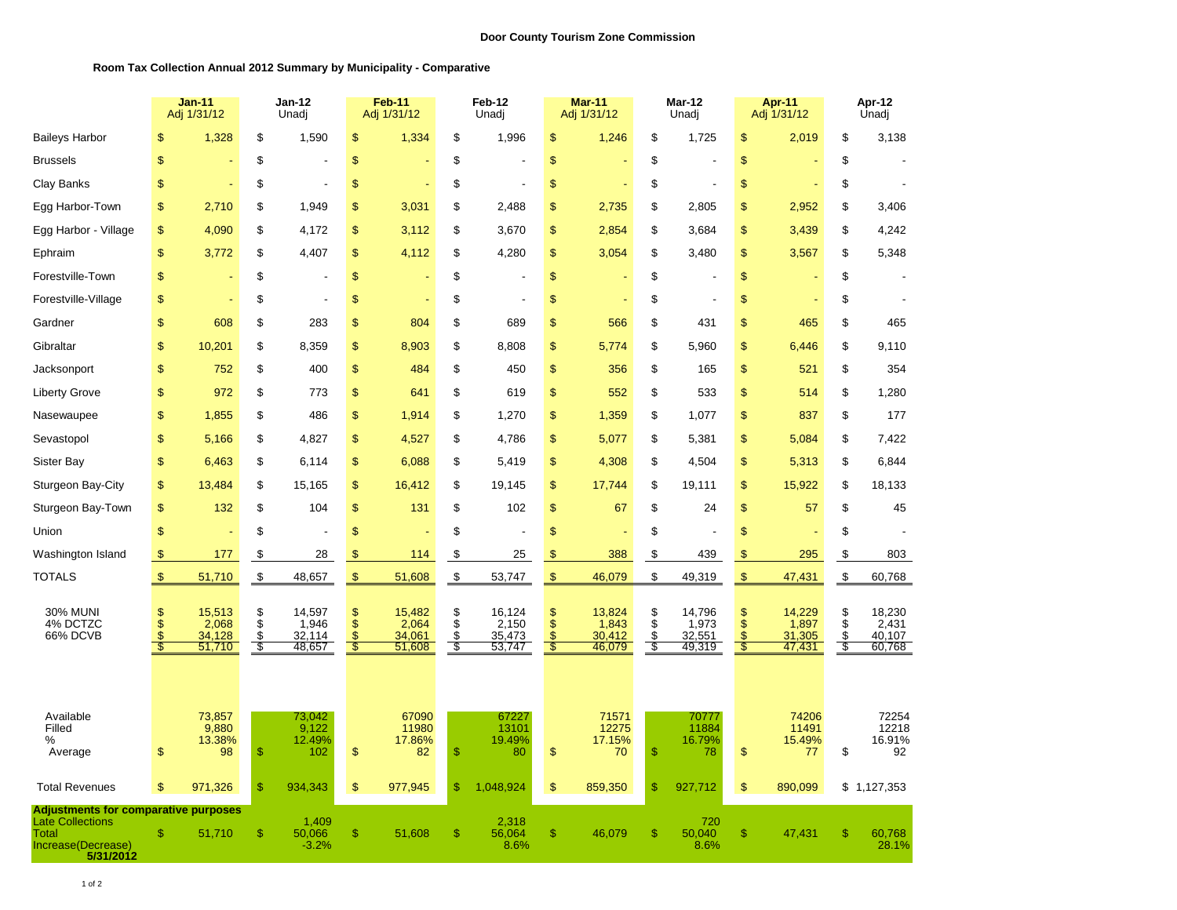**Door County Tourism Zone Commission**

**Room Tax Collection Annual 2012 Summary by Municipality - Comparative**

| | Jan-11 Adj 1/31/12 | Jan-12 Unadj | Feb-11 Adj 1/31/12 | Feb-12 Unadj | Mar-11 Adj 1/31/12 | Mar-12 Unadj | Apr-11 Adj 1/31/12 | Apr-12 Unadj |
|---|---|---|---|---|---|---|---|---|
| Baileys Harbor | $ 1,328 | $ 1,590 | $ 1,334 | $ 1,996 | $ 1,246 | $ 1,725 | $ 2,019 | $ 3,138 |
| Brussels | $ - | $ - | $ - | $ - | $ - | $ - | $ - | $ - |
| Clay Banks | $ - | $ - | $ - | $ - | $ - | $ - | $ - | $ - |
| Egg Harbor-Town | $ 2,710 | $ 1,949 | $ 3,031 | $ 2,488 | $ 2,735 | $ 2,805 | $ 2,952 | $ 3,406 |
| Egg Harbor - Village | $ 4,090 | $ 4,172 | $ 3,112 | $ 3,670 | $ 2,854 | $ 3,684 | $ 3,439 | $ 4,242 |
| Ephraim | $ 3,772 | $ 4,407 | $ 4,112 | $ 4,280 | $ 3,054 | $ 3,480 | $ 3,567 | $ 5,348 |
| Forestville-Town | $ - | $ - | $ - | $ - | $ - | $ - | $ - | $ - |
| Forestville-Village | $ - | $ - | $ - | $ - | $ - | $ - | $ - | $ - |
| Gardner | $ 608 | $ 283 | $ 804 | $ 689 | $ 566 | $ 431 | $ 465 | $ 465 |
| Gibraltar | $ 10,201 | $ 8,359 | $ 8,903 | $ 8,808 | $ 5,774 | $ 5,960 | $ 6,446 | $ 9,110 |
| Jacksonport | $ 752 | $ 400 | $ 484 | $ 450 | $ 356 | $ 165 | $ 521 | $ 354 |
| Liberty Grove | $ 972 | $ 773 | $ 641 | $ 619 | $ 552 | $ 533 | $ 514 | $ 1,280 |
| Nasewaupee | $ 1,855 | $ 486 | $ 1,914 | $ 1,270 | $ 1,359 | $ 1,077 | $ 837 | $ 177 |
| Sevastopol | $ 5,166 | $ 4,827 | $ 4,527 | $ 4,786 | $ 5,077 | $ 5,381 | $ 5,084 | $ 7,422 |
| Sister Bay | $ 6,463 | $ 6,114 | $ 6,088 | $ 5,419 | $ 4,308 | $ 4,504 | $ 5,313 | $ 6,844 |
| Sturgeon Bay-City | $ 13,484 | $ 15,165 | $ 16,412 | $ 19,145 | $ 17,744 | $ 19,111 | $ 15,922 | $ 18,133 |
| Sturgeon Bay-Town | $ 132 | $ 104 | $ 131 | $ 102 | $ 67 | $ 24 | $ 57 | $ 45 |
| Union | $ - | $ - | $ - | $ - | $ - | $ - | $ - | $ - |
| Washington Island | $ 177 | $ 28 | $ 114 | $ 25 | $ 388 | $ 439 | $ 295 | $ 803 |
| TOTALS | $ 51,710 | $ 48,657 | $ 51,608 | $ 53,747 | $ 46,079 | $ 49,319 | $ 47,431 | $ 60,768 |
| 30% MUNI | $ 15,513 | $ 14,597 | $ 15,482 | $ 16,124 | $ 13,824 | $ 14,796 | $ 14,229 | $ 18,230 |
| 4% DCTZC | $ 2,068 | $ 1,946 | $ 2,064 | $ 2,150 | $ 1,843 | $ 1,973 | $ 1,897 | $ 2,431 |
| 66% DCVB | $ 34,128 | $ 32,114 | $ 34,061 | $ 35,473 | $ 30,412 | $ 32,551 | $ 31,305 | $ 40,107 |
| | $ 51,710 | $ 48,657 | $ 51,608 | $ 53,747 | $ 46,079 | $ 49,319 | $ 47,431 | $ 60,768 |
| Available | 73,857 | 73,042 | 67090 | 67227 | 71571 | 70777 | 74206 | 72254 |
| Filled | 9,880 | 9,122 | 11980 | 13101 | 12275 | 11884 | 11491 | 12218 |
| % | 13.38% | 12.49% | 17.86% | 19.49% | 17.15% | 16.79% | 15.49% | 16.91% |
| Average | $ 98 | $ 102 | $ 82 | $ 80 | $ 70 | $ 78 | $ 77 | $ 92 |
| Total Revenues | $ 971,326 | $ 934,343 | $ 977,945 | $ 1,048,924 | $ 859,350 | $ 927,712 | $ 890,099 | $ 1,127,353 |
| **Adjustments for comparative purposes** | | | | | | | | |
| Late Collections | | 1,409 | | 2,318 | | 720 | | |
| Total | $ 51,710 | $ 50,066 | $ 51,608 | $ 56,064 | $ 46,079 | $ 50,040 | $ 47,431 | $ 60,768 |
| Increase(Decrease) | | -3.2% | | 8.6% | | 8.6% | | 28.1% |

**5/31/2012**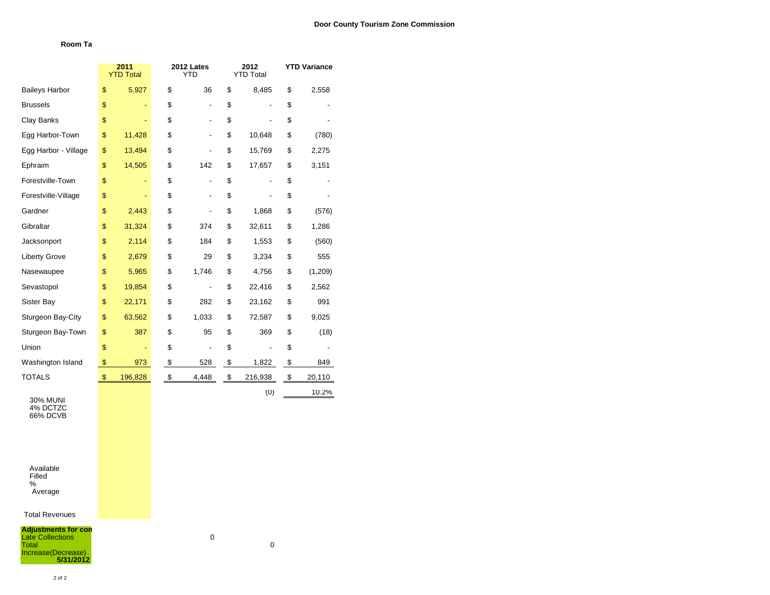**Door County Tourism Zone Commission**

**Room Ta**

| | 2011 YTD Total | 2012 Lates YTD | 2012 YTD Total | YTD Variance |
|---|---|---|---|---|
| Baileys Harbor | $ 5,927 | $ 36 | $ 8,485 | $ 2,558 |
| Brussels | $ - | $ - | $ - | $ - |
| Clay Banks | $ - | $ - | $ - | $ - |
| Egg Harbor-Town | $ 11,428 | $ - | $ 10,648 | $ (780) |
| Egg Harbor - Village | $ 13,494 | $ - | $ 15,769 | $ 2,275 |
| Ephraim | $ 14,505 | $ 142 | $ 17,657 | $ 3,151 |
| Forestville-Town | $ - | $ - | $ - | $ - |
| Forestville-Village | $ - | $ - | $ - | $ - |
| Gardner | $ 2,443 | $ - | $ 1,868 | $ (576) |
| Gibraltar | $ 31,324 | $ 374 | $ 32,611 | $ 1,286 |
| Jacksonport | $ 2,114 | $ 184 | $ 1,553 | $ (560) |
| Liberty Grove | $ 2,679 | $ 29 | $ 3,234 | $ 555 |
| Nasewaupee | $ 5,965 | $ 1,746 | $ 4,756 | $ (1,209) |
| Sevastopol | $ 19,854 | $ - | $ 22,416 | $ 2,562 |
| Sister Bay | $ 22,171 | $ 282 | $ 23,162 | $ 991 |
| Sturgeon Bay-City | $ 63,562 | $ 1,033 | $ 72,587 | $ 9,025 |
| Sturgeon Bay-Town | $ 387 | $ 95 | $ 369 | $ (18) |
| Union | $ - | $ - | $ - | $ - |
| Washington Island | $ 973 | $ 528 | $ 1,822 | $ 849 |
| TOTALS | $ 196,828 | $ 4,448 | $ 216,938 | $ 20,110 |
| | | | (0) | 10.2% |

30% MUNI
4% DCTZC
66% DCVB

Available
Filled
%
Average

Total Revenues

**Adjustments for con**
Late Collections 0
Total 0
Increase(Decrease)
**5/31/2012**